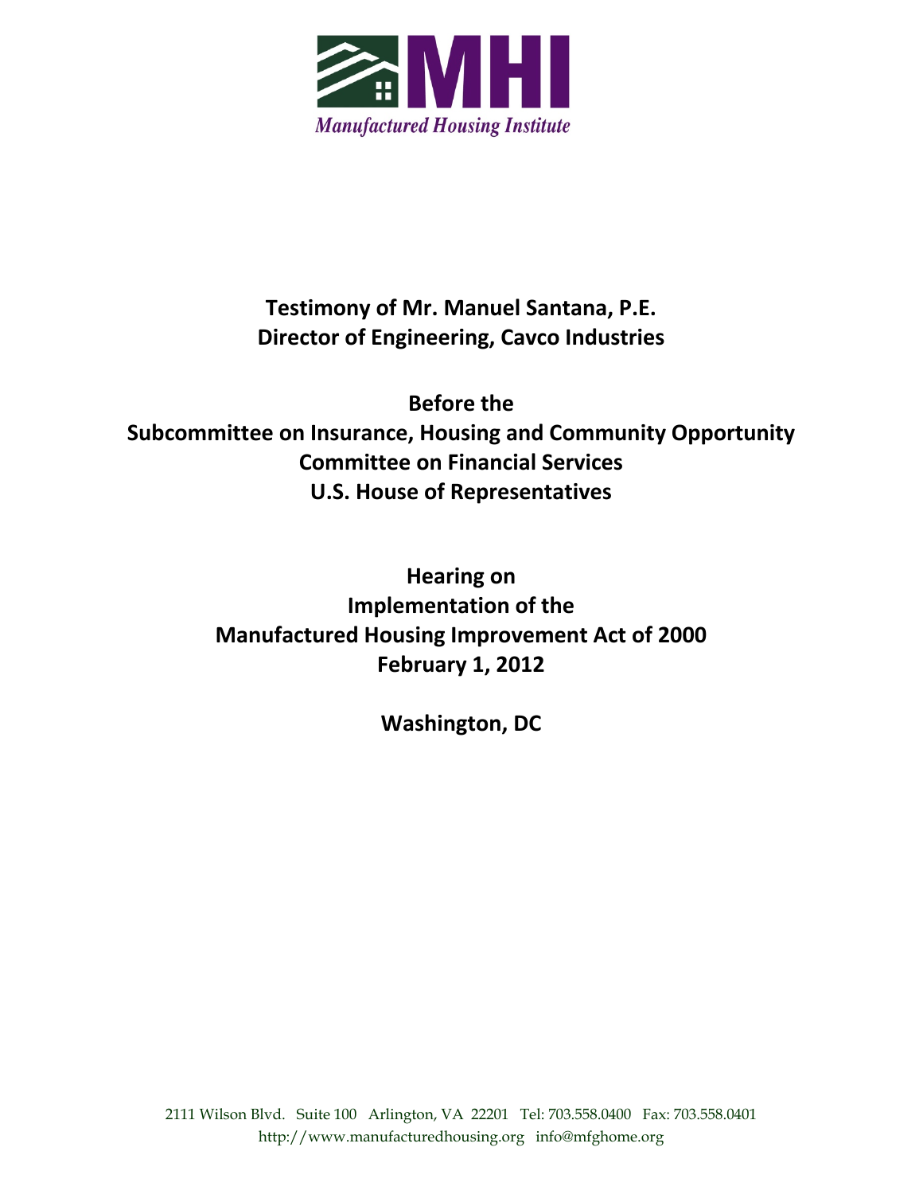MHI

*Manufactured Housing Institute*

**Testimony of Mr. Manuel Santana, P.E.**
**Director of Engineering, Cavco Industries**

**Before the**
**Subcommittee on Insurance, Housing and Community Opportunity**
**Committee on Financial Services**
**U.S. House of Representatives**

**Hearing on**
**Implementation of the**
**Manufactured Housing Improvement Act of 2000**
**February 1, 2012**

**Washington, DC**

2111 Wilson Blvd. Suite 100 Arlington, VA 22201 Tel: 703.558.0400 Fax: 703.558.0401
http://www.manufacturedhousing.org info@mfghome.org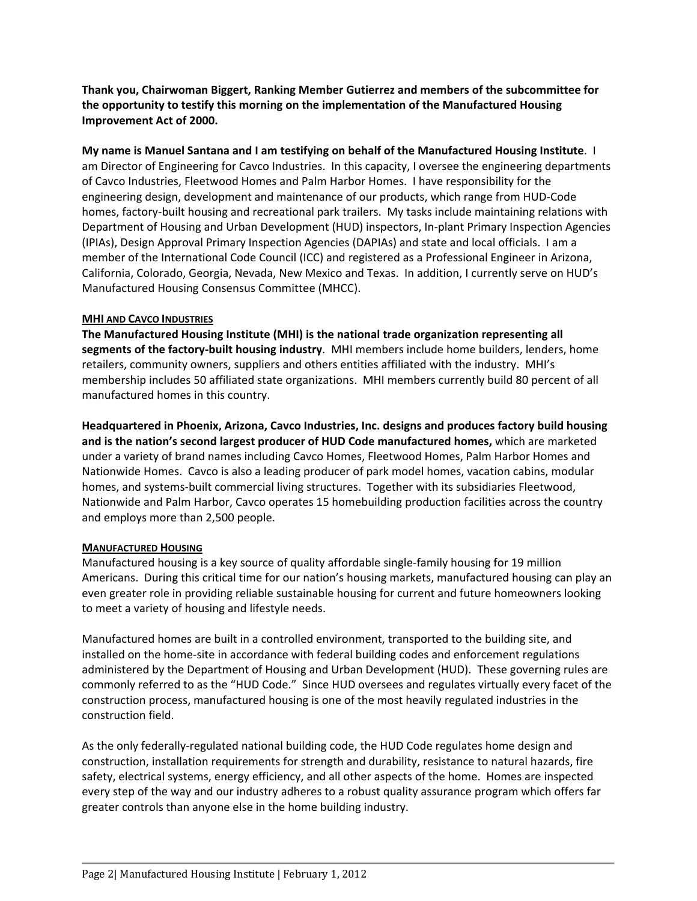**Thank you, Chairwoman Biggert, Ranking Member Gutierrez and members of the subcommittee for the opportunity to testify this morning on the implementation of the Manufactured Housing Improvement Act of 2000.**

**My name is Manuel Santana and I am testifying on behalf of the Manufactured Housing Institute**. I am Director of Engineering for Cavco Industries. In this capacity, I oversee the engineering departments of Cavco Industries, Fleetwood Homes and Palm Harbor Homes. I have responsibility for the engineering design, development and maintenance of our products, which range from HUD-Code homes, factory-built housing and recreational park trailers. My tasks include maintaining relations with Department of Housing and Urban Development (HUD) inspectors, In-plant Primary Inspection Agencies (IPIAs), Design Approval Primary Inspection Agencies (DAPIAs) and state and local officials. I am a member of the International Code Council (ICC) and registered as a Professional Engineer in Arizona, California, Colorado, Georgia, Nevada, New Mexico and Texas. In addition, I currently serve on HUD's Manufactured Housing Consensus Committee (MHCC).

## MHI AND CAVCO INDUSTRIES

**The Manufactured Housing Institute (MHI) is the national trade organization representing all segments of the factory-built housing industry**. MHI members include home builders, lenders, home retailers, community owners, suppliers and others entities affiliated with the industry. MHI's membership includes 50 affiliated state organizations. MHI members currently build 80 percent of all manufactured homes in this country.

**Headquartered in Phoenix, Arizona, Cavco Industries, Inc. designs and produces factory build housing and is the nation's second largest producer of HUD Code manufactured homes,** which are marketed under a variety of brand names including Cavco Homes, Fleetwood Homes, Palm Harbor Homes and Nationwide Homes. Cavco is also a leading producer of park model homes, vacation cabins, modular homes, and systems-built commercial living structures. Together with its subsidiaries Fleetwood, Nationwide and Palm Harbor, Cavco operates 15 homebuilding production facilities across the country and employs more than 2,500 people.

## MANUFACTURED HOUSING

Manufactured housing is a key source of quality affordable single-family housing for 19 million Americans. During this critical time for our nation's housing markets, manufactured housing can play an even greater role in providing reliable sustainable housing for current and future homeowners looking to meet a variety of housing and lifestyle needs.

Manufactured homes are built in a controlled environment, transported to the building site, and installed on the home-site in accordance with federal building codes and enforcement regulations administered by the Department of Housing and Urban Development (HUD). These governing rules are commonly referred to as the "HUD Code." Since HUD oversees and regulates virtually every facet of the construction process, manufactured housing is one of the most heavily regulated industries in the construction field.

As the only federally-regulated national building code, the HUD Code regulates home design and construction, installation requirements for strength and durability, resistance to natural hazards, fire safety, electrical systems, energy efficiency, and all other aspects of the home. Homes are inspected every step of the way and our industry adheres to a robust quality assurance program which offers far greater controls than anyone else in the home building industry.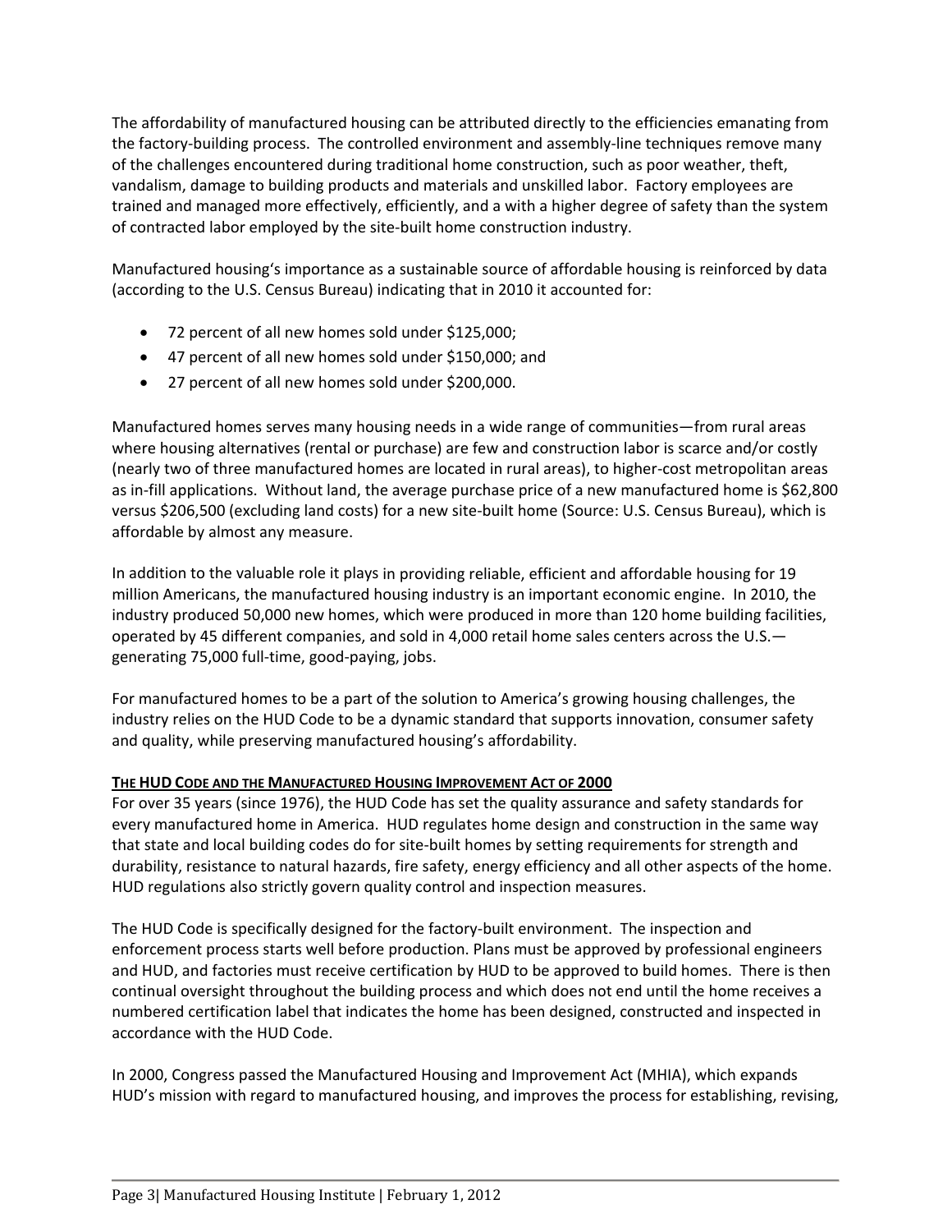The affordability of manufactured housing can be attributed directly to the efficiencies emanating from the factory-building process. The controlled environment and assembly-line techniques remove many of the challenges encountered during traditional home construction, such as poor weather, theft, vandalism, damage to building products and materials and unskilled labor. Factory employees are trained and managed more effectively, efficiently, and a with a higher degree of safety than the system of contracted labor employed by the site-built home construction industry.

Manufactured housing's importance as a sustainable source of affordable housing is reinforced by data (according to the U.S. Census Bureau) indicating that in 2010 it accounted for:

- 72 percent of all new homes sold under $125,000;
- 47 percent of all new homes sold under $150,000; and
- 27 percent of all new homes sold under $200,000.

Manufactured homes serves many housing needs in a wide range of communities—from rural areas where housing alternatives (rental or purchase) are few and construction labor is scarce and/or costly (nearly two of three manufactured homes are located in rural areas), to higher-cost metropolitan areas as in-fill applications. Without land, the average purchase price of a new manufactured home is $62,800 versus $206,500 (excluding land costs) for a new site-built home (Source: U.S. Census Bureau), which is affordable by almost any measure.

In addition to the valuable role it plays in providing reliable, efficient and affordable housing for 19 million Americans, the manufactured housing industry is an important economic engine. In 2010, the industry produced 50,000 new homes, which were produced in more than 120 home building facilities, operated by 45 different companies, and sold in 4,000 retail home sales centers across the U.S.—generating 75,000 full-time, good-paying, jobs.

For manufactured homes to be a part of the solution to America's growing housing challenges, the industry relies on the HUD Code to be a dynamic standard that supports innovation, consumer safety and quality, while preserving manufactured housing's affordability.

## THE HUD CODE AND THE MANUFACTURED HOUSING IMPROVEMENT ACT OF 2000

For over 35 years (since 1976), the HUD Code has set the quality assurance and safety standards for every manufactured home in America. HUD regulates home design and construction in the same way that state and local building codes do for site-built homes by setting requirements for strength and durability, resistance to natural hazards, fire safety, energy efficiency and all other aspects of the home. HUD regulations also strictly govern quality control and inspection measures.

The HUD Code is specifically designed for the factory-built environment. The inspection and enforcement process starts well before production. Plans must be approved by professional engineers and HUD, and factories must receive certification by HUD to be approved to build homes. There is then continual oversight throughout the building process and which does not end until the home receives a numbered certification label that indicates the home has been designed, constructed and inspected in accordance with the HUD Code.

In 2000, Congress passed the Manufactured Housing and Improvement Act (MHIA), which expands HUD's mission with regard to manufactured housing, and improves the process for establishing, revising,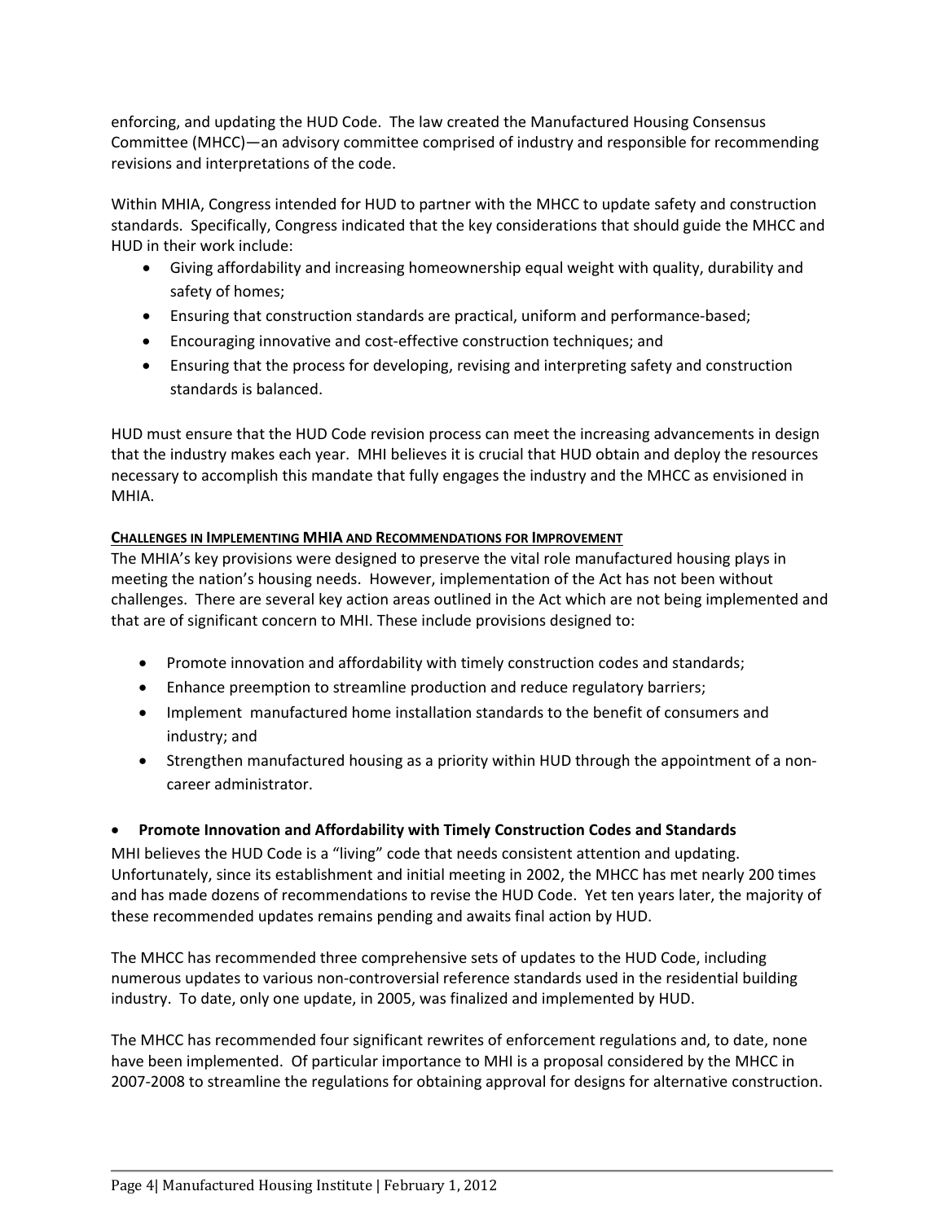enforcing, and updating the HUD Code. The law created the Manufactured Housing Consensus Committee (MHCC)—an advisory committee comprised of industry and responsible for recommending revisions and interpretations of the code.

Within MHIA, Congress intended for HUD to partner with the MHCC to update safety and construction standards. Specifically, Congress indicated that the key considerations that should guide the MHCC and HUD in their work include:

- Giving affordability and increasing homeownership equal weight with quality, durability and safety of homes;
- Ensuring that construction standards are practical, uniform and performance-based;
- Encouraging innovative and cost-effective construction techniques; and
- Ensuring that the process for developing, revising and interpreting safety and construction standards is balanced.

HUD must ensure that the HUD Code revision process can meet the increasing advancements in design that the industry makes each year. MHI believes it is crucial that HUD obtain and deploy the resources necessary to accomplish this mandate that fully engages the industry and the MHCC as envisioned in MHIA.

## CHALLENGES IN IMPLEMENTING MHIA AND RECOMMENDATIONS FOR IMPROVEMENT

The MHIA's key provisions were designed to preserve the vital role manufactured housing plays in meeting the nation's housing needs. However, implementation of the Act has not been without challenges. There are several key action areas outlined in the Act which are not being implemented and that are of significant concern to MHI. These include provisions designed to:

- Promote innovation and affordability with timely construction codes and standards;
- Enhance preemption to streamline production and reduce regulatory barriers;
- Implement manufactured home installation standards to the benefit of consumers and industry; and
- Strengthen manufactured housing as a priority within HUD through the appointment of a non-career administrator.

- **Promote Innovation and Affordability with Timely Construction Codes and Standards**

MHI believes the HUD Code is a "living" code that needs consistent attention and updating. Unfortunately, since its establishment and initial meeting in 2002, the MHCC has met nearly 200 times and has made dozens of recommendations to revise the HUD Code. Yet ten years later, the majority of these recommended updates remains pending and awaits final action by HUD.

The MHCC has recommended three comprehensive sets of updates to the HUD Code, including numerous updates to various non-controversial reference standards used in the residential building industry. To date, only one update, in 2005, was finalized and implemented by HUD.

The MHCC has recommended four significant rewrites of enforcement regulations and, to date, none have been implemented. Of particular importance to MHI is a proposal considered by the MHCC in 2007-2008 to streamline the regulations for obtaining approval for designs for alternative construction.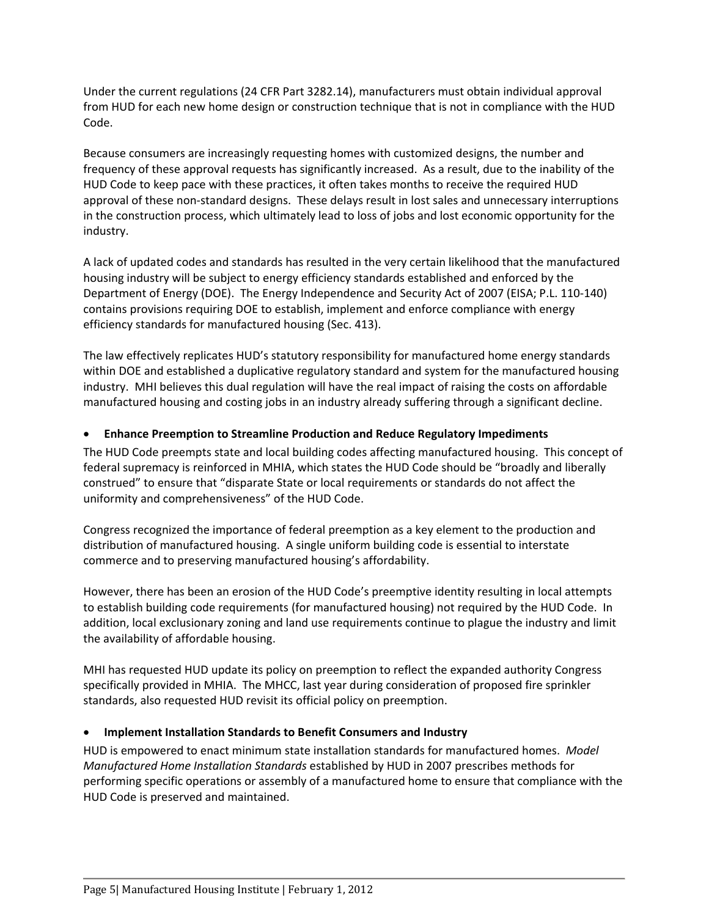Under the current regulations (24 CFR Part 3282.14), manufacturers must obtain individual approval from HUD for each new home design or construction technique that is not in compliance with the HUD Code.

Because consumers are increasingly requesting homes with customized designs, the number and frequency of these approval requests has significantly increased. As a result, due to the inability of the HUD Code to keep pace with these practices, it often takes months to receive the required HUD approval of these non-standard designs. These delays result in lost sales and unnecessary interruptions in the construction process, which ultimately lead to loss of jobs and lost economic opportunity for the industry.

A lack of updated codes and standards has resulted in the very certain likelihood that the manufactured housing industry will be subject to energy efficiency standards established and enforced by the Department of Energy (DOE). The Energy Independence and Security Act of 2007 (EISA; P.L. 110-140) contains provisions requiring DOE to establish, implement and enforce compliance with energy efficiency standards for manufactured housing (Sec. 413).

The law effectively replicates HUD's statutory responsibility for manufactured home energy standards within DOE and established a duplicative regulatory standard and system for the manufactured housing industry. MHI believes this dual regulation will have the real impact of raising the costs on affordable manufactured housing and costing jobs in an industry already suffering through a significant decline.

- **Enhance Preemption to Streamline Production and Reduce Regulatory Impediments**

The HUD Code preempts state and local building codes affecting manufactured housing. This concept of federal supremacy is reinforced in MHIA, which states the HUD Code should be "broadly and liberally construed" to ensure that "disparate State or local requirements or standards do not affect the uniformity and comprehensiveness" of the HUD Code.

Congress recognized the importance of federal preemption as a key element to the production and distribution of manufactured housing. A single uniform building code is essential to interstate commerce and to preserving manufactured housing's affordability.

However, there has been an erosion of the HUD Code's preemptive identity resulting in local attempts to establish building code requirements (for manufactured housing) not required by the HUD Code. In addition, local exclusionary zoning and land use requirements continue to plague the industry and limit the availability of affordable housing.

MHI has requested HUD update its policy on preemption to reflect the expanded authority Congress specifically provided in MHIA. The MHCC, last year during consideration of proposed fire sprinkler standards, also requested HUD revisit its official policy on preemption.

- **Implement Installation Standards to Benefit Consumers and Industry**

HUD is empowered to enact minimum state installation standards for manufactured homes. *Model Manufactured Home Installation Standards* established by HUD in 2007 prescribes methods for performing specific operations or assembly of a manufactured home to ensure that compliance with the HUD Code is preserved and maintained.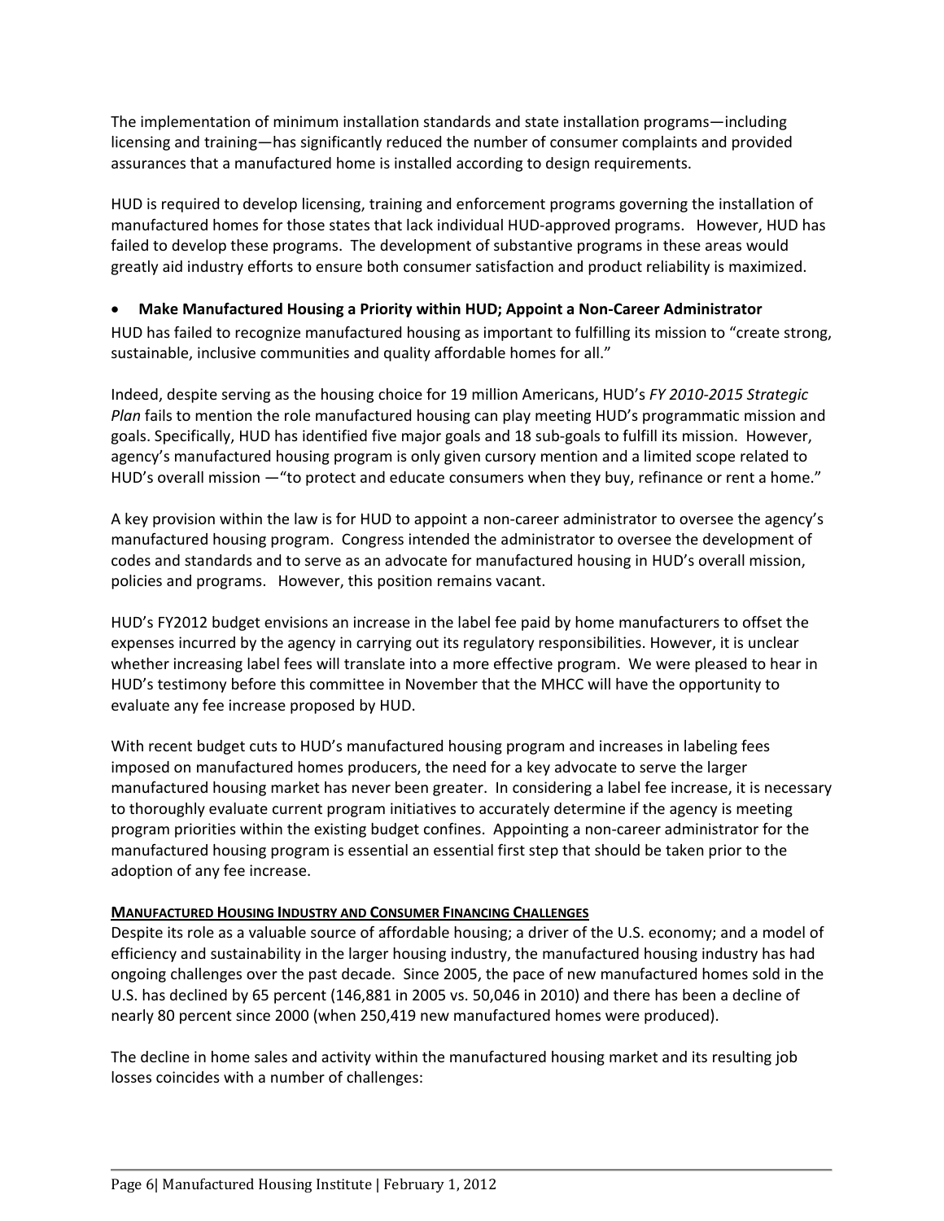The implementation of minimum installation standards and state installation programs—including licensing and training—has significantly reduced the number of consumer complaints and provided assurances that a manufactured home is installed according to design requirements.

HUD is required to develop licensing, training and enforcement programs governing the installation of manufactured homes for those states that lack individual HUD-approved programs. However, HUD has failed to develop these programs. The development of substantive programs in these areas would greatly aid industry efforts to ensure both consumer satisfaction and product reliability is maximized.

- **Make Manufactured Housing a Priority within HUD; Appoint a Non-Career Administrator**

HUD has failed to recognize manufactured housing as important to fulfilling its mission to "create strong, sustainable, inclusive communities and quality affordable homes for all."

Indeed, despite serving as the housing choice for 19 million Americans, HUD's *FY 2010-2015 Strategic Plan* fails to mention the role manufactured housing can play meeting HUD's programmatic mission and goals. Specifically, HUD has identified five major goals and 18 sub-goals to fulfill its mission. However, agency's manufactured housing program is only given cursory mention and a limited scope related to HUD's overall mission —"to protect and educate consumers when they buy, refinance or rent a home."

A key provision within the law is for HUD to appoint a non-career administrator to oversee the agency's manufactured housing program. Congress intended the administrator to oversee the development of codes and standards and to serve as an advocate for manufactured housing in HUD's overall mission, policies and programs. However, this position remains vacant.

HUD's FY2012 budget envisions an increase in the label fee paid by home manufacturers to offset the expenses incurred by the agency in carrying out its regulatory responsibilities. However, it is unclear whether increasing label fees will translate into a more effective program. We were pleased to hear in HUD's testimony before this committee in November that the MHCC will have the opportunity to evaluate any fee increase proposed by HUD.

With recent budget cuts to HUD's manufactured housing program and increases in labeling fees imposed on manufactured homes producers, the need for a key advocate to serve the larger manufactured housing market has never been greater. In considering a label fee increase, it is necessary to thoroughly evaluate current program initiatives to accurately determine if the agency is meeting program priorities within the existing budget confines. Appointing a non-career administrator for the manufactured housing program is essential an essential first step that should be taken prior to the adoption of any fee increase.

**MANUFACTURED HOUSING INDUSTRY AND CONSUMER FINANCING CHALLENGES**

Despite its role as a valuable source of affordable housing; a driver of the U.S. economy; and a model of efficiency and sustainability in the larger housing industry, the manufactured housing industry has had ongoing challenges over the past decade. Since 2005, the pace of new manufactured homes sold in the U.S. has declined by 65 percent (146,881 in 2005 vs. 50,046 in 2010) and there has been a decline of nearly 80 percent since 2000 (when 250,419 new manufactured homes were produced).

The decline in home sales and activity within the manufactured housing market and its resulting job losses coincides with a number of challenges: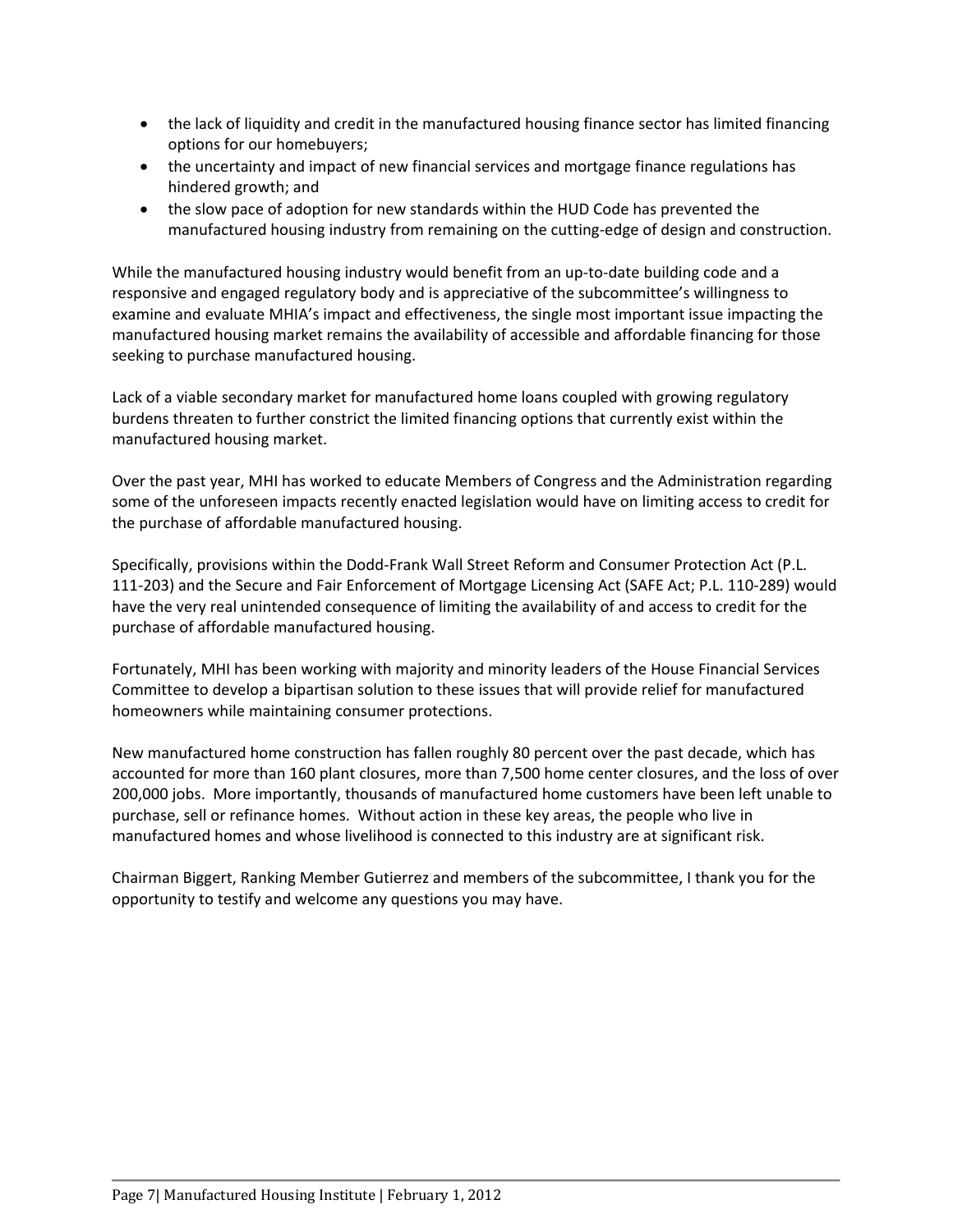- the lack of liquidity and credit in the manufactured housing finance sector has limited financing options for our homebuyers;
- the uncertainty and impact of new financial services and mortgage finance regulations has hindered growth; and
- the slow pace of adoption for new standards within the HUD Code has prevented the manufactured housing industry from remaining on the cutting-edge of design and construction.

While the manufactured housing industry would benefit from an up-to-date building code and a responsive and engaged regulatory body and is appreciative of the subcommittee's willingness to examine and evaluate MHIA's impact and effectiveness, the single most important issue impacting the manufactured housing market remains the availability of accessible and affordable financing for those seeking to purchase manufactured housing.

Lack of a viable secondary market for manufactured home loans coupled with growing regulatory burdens threaten to further constrict the limited financing options that currently exist within the manufactured housing market.

Over the past year, MHI has worked to educate Members of Congress and the Administration regarding some of the unforeseen impacts recently enacted legislation would have on limiting access to credit for the purchase of affordable manufactured housing.

Specifically, provisions within the Dodd-Frank Wall Street Reform and Consumer Protection Act (P.L. 111-203) and the Secure and Fair Enforcement of Mortgage Licensing Act (SAFE Act; P.L. 110-289) would have the very real unintended consequence of limiting the availability of and access to credit for the purchase of affordable manufactured housing.

Fortunately, MHI has been working with majority and minority leaders of the House Financial Services Committee to develop a bipartisan solution to these issues that will provide relief for manufactured homeowners while maintaining consumer protections.

New manufactured home construction has fallen roughly 80 percent over the past decade, which has accounted for more than 160 plant closures, more than 7,500 home center closures, and the loss of over 200,000 jobs. More importantly, thousands of manufactured home customers have been left unable to purchase, sell or refinance homes. Without action in these key areas, the people who live in manufactured homes and whose livelihood is connected to this industry are at significant risk.

Chairman Biggert, Ranking Member Gutierrez and members of the subcommittee, I thank you for the opportunity to testify and welcome any questions you may have.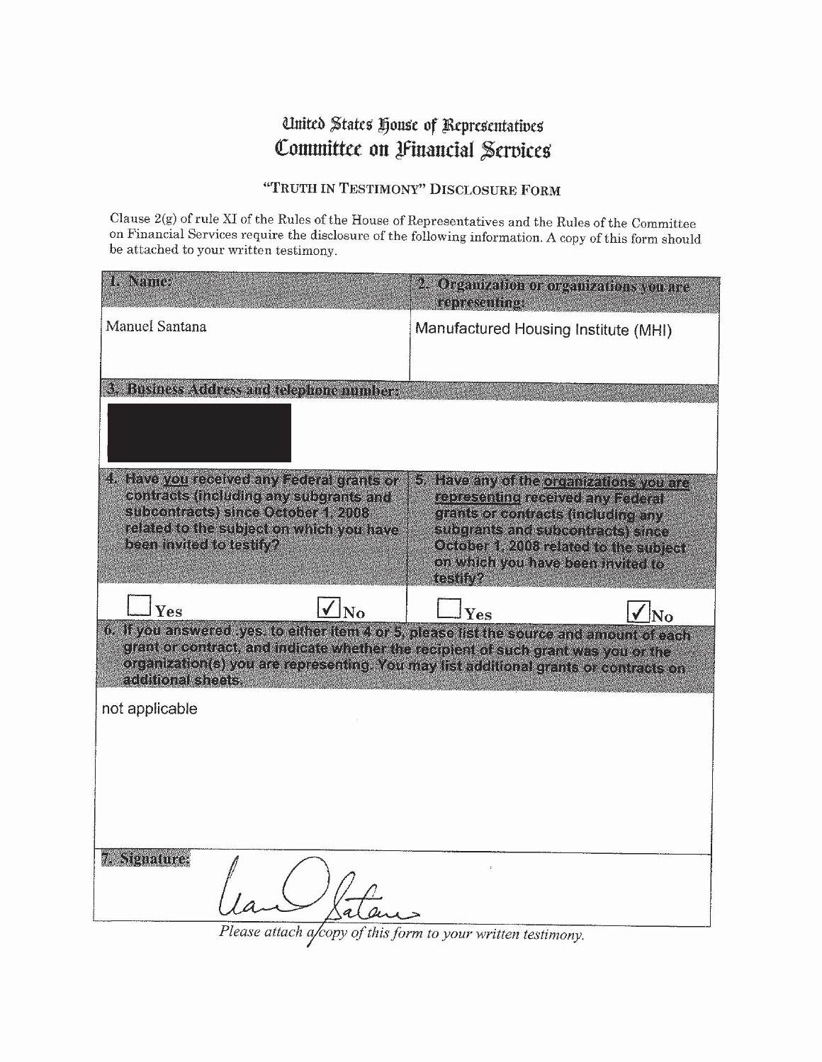# United States House of Representatives
## Committee on Financial Services

### "TRUTH IN TESTIMONY" DISCLOSURE FORM

Clause 2(g) of rule XI of the Rules of the House of Representatives and the Rules of the Committee on Financial Services require the disclosure of the following information. A copy of this form should be attached to your written testimony.

| | |
|---|---|
| **1. Name:** | **2. Organization or organizations you are representing:** |
| Manuel Santana | Manufactured Housing Institute (MHI) |
| **3. Business Address and telephone number:** | |
| [redacted] | |
| **4. Have you received any Federal grants or contracts (including any subgrants and subcontracts) since October 1, 2008 related to the subject on which you have been invited to testify?** | **5. Have any of the organizations you are representing received any Federal grants or contracts (including any subgrants and subcontracts) since October 1, 2008 related to the subject on which you have been invited to testify?** |
| ☐ Yes ☑ No | ☐ Yes ☑ No |
| **6. If you answered yes to either item 4 or 5, please list the source and amount of each grant or contract, and indicate whether the recipient of such grant was you or the organization(s) you are representing. You may list additional grants or contracts on additional sheets.** | |
| not applicable | |
| **7. Signature:** | |
| [signature] | |

*Please attach a copy of this form to your written testimony.*